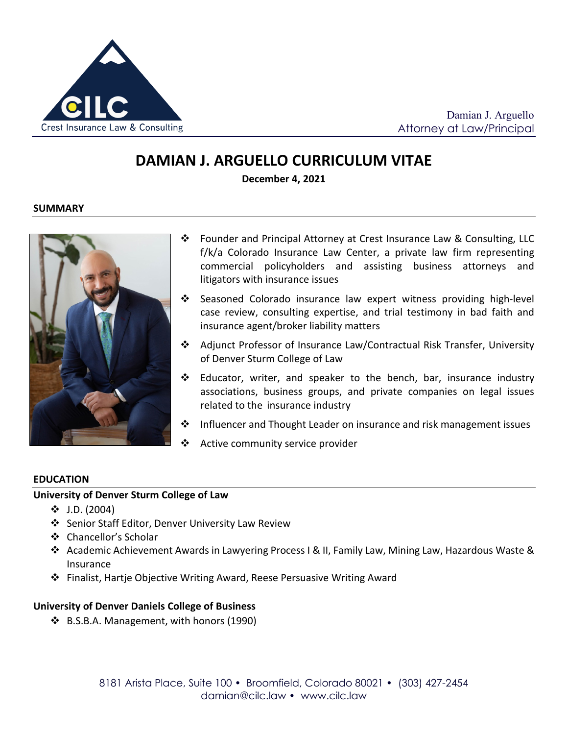Crest Insurance Law & Consulting

Damian J. Arguello
Attorney at Law/Principal

# DAMIAN J. ARGUELLO CURRICULUM VITAE

**December 4, 2021**

## SUMMARY

- Founder and Principal Attorney at Crest Insurance Law & Consulting, LLC f/k/a Colorado Insurance Law Center, a private law firm representing commercial policyholders and assisting business attorneys and litigators with insurance issues
- Seasoned Colorado insurance law expert witness providing high-level case review, consulting expertise, and trial testimony in bad faith and insurance agent/broker liability matters
- Adjunct Professor of Insurance Law/Contractual Risk Transfer, University of Denver Sturm College of Law
- Educator, writer, and speaker to the bench, bar, insurance industry associations, business groups, and private companies on legal issues related to the insurance industry
- Influencer and Thought Leader on insurance and risk management issues
- Active community service provider

## EDUCATION

### University of Denver Sturm College of Law

- J.D. (2004)
- Senior Staff Editor, Denver University Law Review
- Chancellor's Scholar
- Academic Achievement Awards in Lawyering Process I & II, Family Law, Mining Law, Hazardous Waste & Insurance
- Finalist, Hartje Objective Writing Award, Reese Persuasive Writing Award

### University of Denver Daniels College of Business

- B.S.B.A. Management, with honors (1990)

8181 Arista Place, Suite 100 • Broomfield, Colorado 80021 • (303) 427-2454
damian@cilc.law • www.cilc.law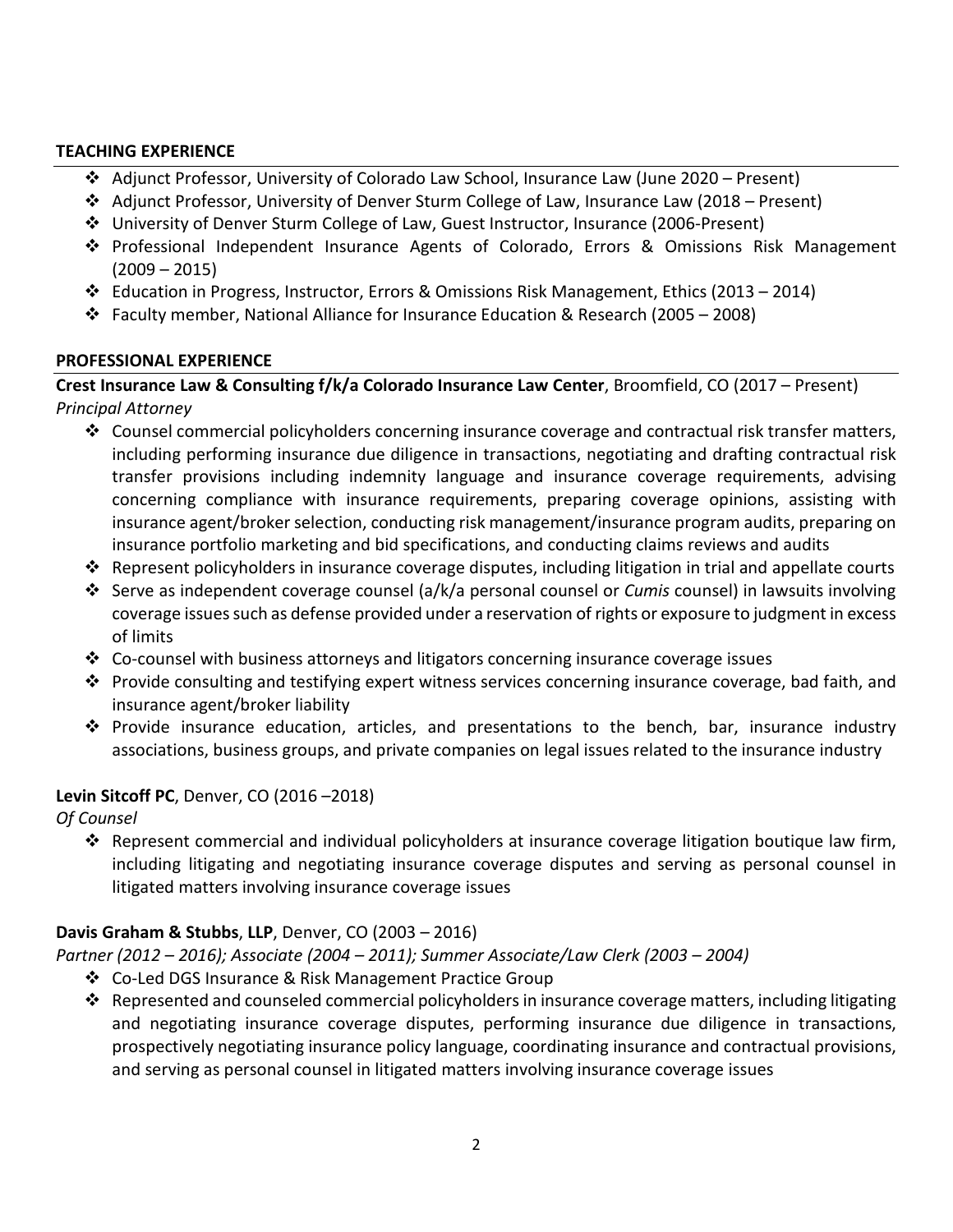## TEACHING EXPERIENCE

- Adjunct Professor, University of Colorado Law School, Insurance Law (June 2020 – Present)
- Adjunct Professor, University of Denver Sturm College of Law, Insurance Law (2018 – Present)
- University of Denver Sturm College of Law, Guest Instructor, Insurance (2006-Present)
- Professional Independent Insurance Agents of Colorado, Errors & Omissions Risk Management (2009 – 2015)
- Education in Progress, Instructor, Errors & Omissions Risk Management, Ethics (2013 – 2014)
- Faculty member, National Alliance for Insurance Education & Research (2005 – 2008)

## PROFESSIONAL EXPERIENCE

**Crest Insurance Law & Consulting f/k/a Colorado Insurance Law Center**, Broomfield, CO (2017 – Present)
*Principal Attorney*

- Counsel commercial policyholders concerning insurance coverage and contractual risk transfer matters, including performing insurance due diligence in transactions, negotiating and drafting contractual risk transfer provisions including indemnity language and insurance coverage requirements, advising concerning compliance with insurance requirements, preparing coverage opinions, assisting with insurance agent/broker selection, conducting risk management/insurance program audits, preparing on insurance portfolio marketing and bid specifications, and conducting claims reviews and audits
- Represent policyholders in insurance coverage disputes, including litigation in trial and appellate courts
- Serve as independent coverage counsel (a/k/a personal counsel or *Cumis* counsel) in lawsuits involving coverage issues such as defense provided under a reservation of rights or exposure to judgment in excess of limits
- Co-counsel with business attorneys and litigators concerning insurance coverage issues
- Provide consulting and testifying expert witness services concerning insurance coverage, bad faith, and insurance agent/broker liability
- Provide insurance education, articles, and presentations to the bench, bar, insurance industry associations, business groups, and private companies on legal issues related to the insurance industry

**Levin Sitcoff PC**, Denver, CO (2016 –2018)
*Of Counsel*

- Represent commercial and individual policyholders at insurance coverage litigation boutique law firm, including litigating and negotiating insurance coverage disputes and serving as personal counsel in litigated matters involving insurance coverage issues

**Davis Graham & Stubbs**, **LLP**, Denver, CO (2003 – 2016)
*Partner (2012 – 2016); Associate (2004 – 2011); Summer Associate/Law Clerk (2003 – 2004)*

- Co-Led DGS Insurance & Risk Management Practice Group
- Represented and counseled commercial policyholders in insurance coverage matters, including litigating and negotiating insurance coverage disputes, performing insurance due diligence in transactions, prospectively negotiating insurance policy language, coordinating insurance and contractual provisions, and serving as personal counsel in litigated matters involving insurance coverage issues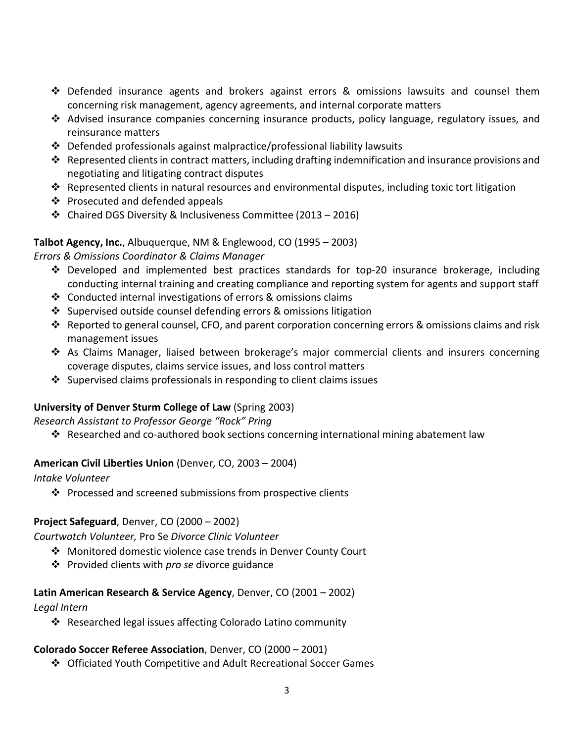- Defended insurance agents and brokers against errors & omissions lawsuits and counsel them concerning risk management, agency agreements, and internal corporate matters
- Advised insurance companies concerning insurance products, policy language, regulatory issues, and reinsurance matters
- Defended professionals against malpractice/professional liability lawsuits
- Represented clients in contract matters, including drafting indemnification and insurance provisions and negotiating and litigating contract disputes
- Represented clients in natural resources and environmental disputes, including toxic tort litigation
- Prosecuted and defended appeals
- Chaired DGS Diversity & Inclusiveness Committee (2013 – 2016)

**Talbot Agency, Inc.**, Albuquerque, NM & Englewood, CO (1995 – 2003)

*Errors & Omissions Coordinator & Claims Manager*

- Developed and implemented best practices standards for top-20 insurance brokerage, including conducting internal training and creating compliance and reporting system for agents and support staff
- Conducted internal investigations of errors & omissions claims
- Supervised outside counsel defending errors & omissions litigation
- Reported to general counsel, CFO, and parent corporation concerning errors & omissions claims and risk management issues
- As Claims Manager, liaised between brokerage's major commercial clients and insurers concerning coverage disputes, claims service issues, and loss control matters
- Supervised claims professionals in responding to client claims issues

**University of Denver Sturm College of Law** (Spring 2003)

*Research Assistant to Professor George "Rock" Pring*

- Researched and co-authored book sections concerning international mining abatement law

**American Civil Liberties Union** (Denver, CO, 2003 – 2004)

*Intake Volunteer*

- Processed and screened submissions from prospective clients

**Project Safeguard**, Denver, CO (2000 – 2002)

*Courtwatch Volunteer,* Pro Se *Divorce Clinic Volunteer*

- Monitored domestic violence case trends in Denver County Court
- Provided clients with *pro se* divorce guidance

**Latin American Research & Service Agency**, Denver, CO (2001 – 2002)

*Legal Intern*

- Researched legal issues affecting Colorado Latino community

**Colorado Soccer Referee Association**, Denver, CO (2000 – 2001)

- Officiated Youth Competitive and Adult Recreational Soccer Games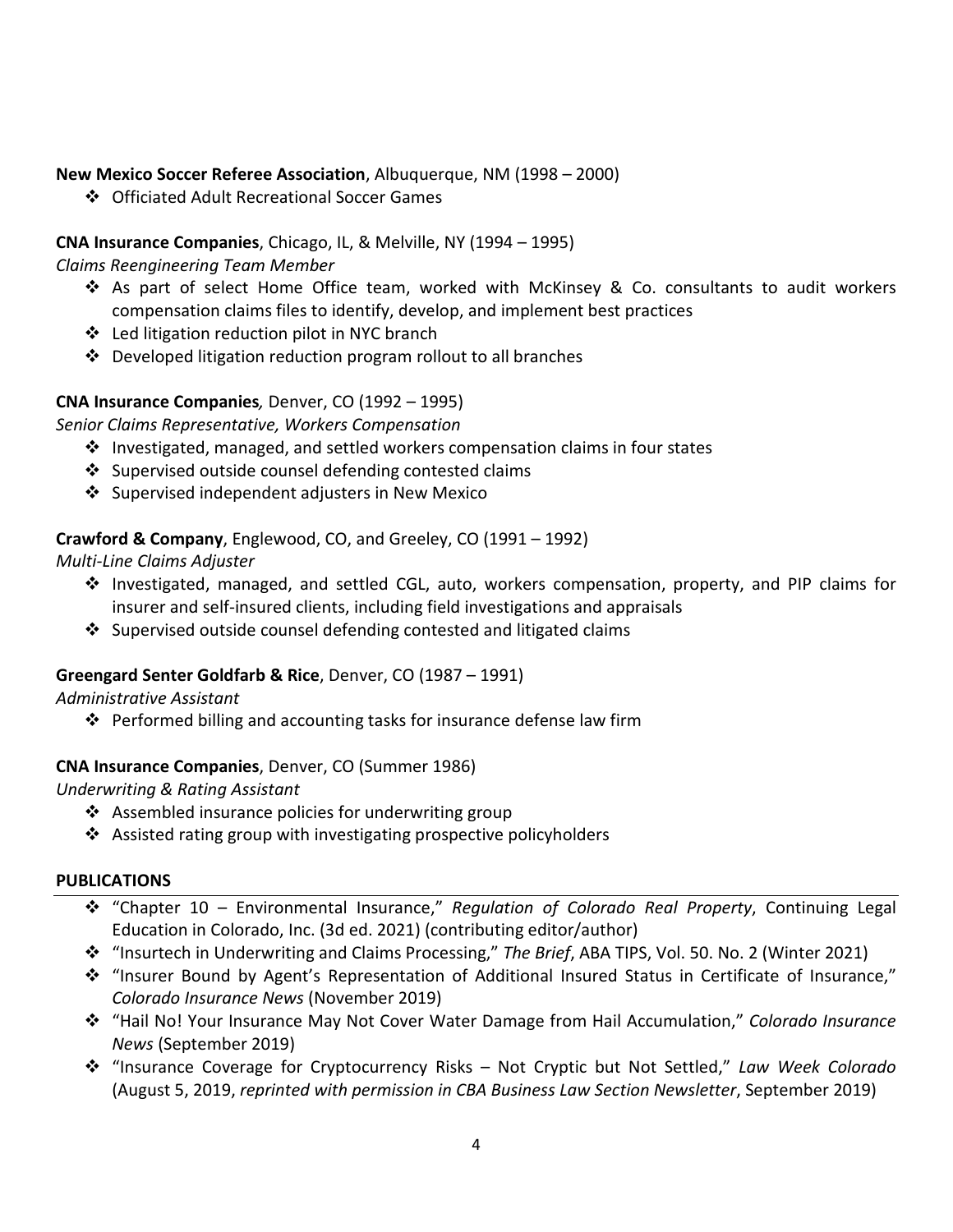**New Mexico Soccer Referee Association**, Albuquerque, NM (1998 – 2000)

- Officiated Adult Recreational Soccer Games

**CNA Insurance Companies**, Chicago, IL, & Melville, NY (1994 – 1995)

*Claims Reengineering Team Member*

- As part of select Home Office team, worked with McKinsey & Co. consultants to audit workers compensation claims files to identify, develop, and implement best practices
- Led litigation reduction pilot in NYC branch
- Developed litigation reduction program rollout to all branches

**CNA Insurance Companies***,* Denver, CO (1992 – 1995)

*Senior Claims Representative, Workers Compensation*

- Investigated, managed, and settled workers compensation claims in four states
- Supervised outside counsel defending contested claims
- Supervised independent adjusters in New Mexico

**Crawford & Company**, Englewood, CO, and Greeley, CO (1991 – 1992)

*Multi-Line Claims Adjuster*

- Investigated, managed, and settled CGL, auto, workers compensation, property, and PIP claims for insurer and self-insured clients, including field investigations and appraisals
- Supervised outside counsel defending contested and litigated claims

**Greengard Senter Goldfarb & Rice**, Denver, CO (1987 – 1991)

*Administrative Assistant*

- Performed billing and accounting tasks for insurance defense law firm

**CNA Insurance Companies**, Denver, CO (Summer 1986)

*Underwriting & Rating Assistant*

- Assembled insurance policies for underwriting group
- Assisted rating group with investigating prospective policyholders

## PUBLICATIONS

- "Chapter 10 – Environmental Insurance," *Regulation of Colorado Real Property*, Continuing Legal Education in Colorado, Inc. (3d ed. 2021) (contributing editor/author)
- "Insurtech in Underwriting and Claims Processing," *The Brief*, ABA TIPS, Vol. 50. No. 2 (Winter 2021)
- "Insurer Bound by Agent's Representation of Additional Insured Status in Certificate of Insurance," *Colorado Insurance News* (November 2019)
- "Hail No! Your Insurance May Not Cover Water Damage from Hail Accumulation," *Colorado Insurance News* (September 2019)
- "Insurance Coverage for Cryptocurrency Risks – Not Cryptic but Not Settled," *Law Week Colorado* (August 5, 2019, *reprinted with permission in CBA Business Law Section Newsletter*, September 2019)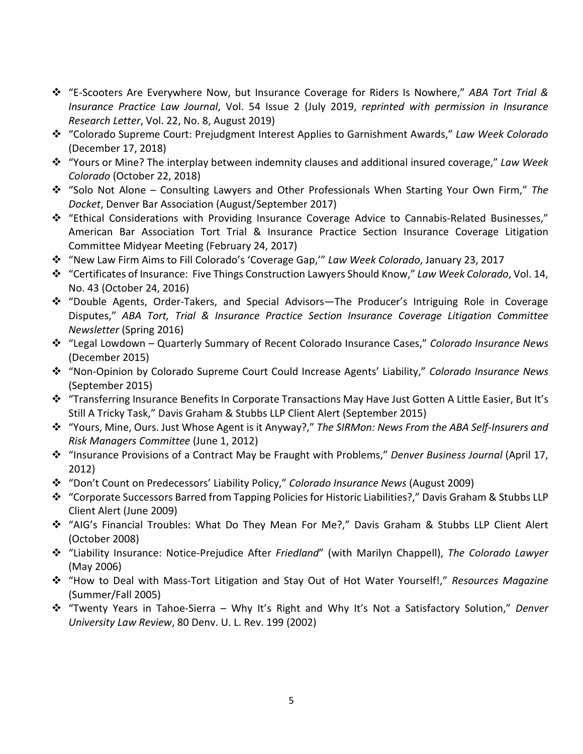- "E-Scooters Are Everywhere Now, but Insurance Coverage for Riders Is Nowhere," *ABA Tort Trial & Insurance Practice Law Journal*, Vol. 54 Issue 2 (July 2019, *reprinted with permission in Insurance Research Letter*, Vol. 22, No. 8, August 2019)
- "Colorado Supreme Court: Prejudgment Interest Applies to Garnishment Awards," *Law Week Colorado* (December 17, 2018)
- "Yours or Mine? The interplay between indemnity clauses and additional insured coverage," *Law Week Colorado* (October 22, 2018)
- "Solo Not Alone – Consulting Lawyers and Other Professionals When Starting Your Own Firm," *The Docket*, Denver Bar Association (August/September 2017)
- "Ethical Considerations with Providing Insurance Coverage Advice to Cannabis-Related Businesses," American Bar Association Tort Trial & Insurance Practice Section Insurance Coverage Litigation Committee Midyear Meeting (February 24, 2017)
- "New Law Firm Aims to Fill Colorado's 'Coverage Gap,'" *Law Week Colorado*, January 23, 2017
- "Certificates of Insurance: Five Things Construction Lawyers Should Know," *Law Week Colorado*, Vol. 14, No. 43 (October 24, 2016)
- "Double Agents, Order-Takers, and Special Advisors—The Producer's Intriguing Role in Coverage Disputes," *ABA Tort, Trial & Insurance Practice Section Insurance Coverage Litigation Committee Newsletter* (Spring 2016)
- "Legal Lowdown – Quarterly Summary of Recent Colorado Insurance Cases," *Colorado Insurance News* (December 2015)
- "Non-Opinion by Colorado Supreme Court Could Increase Agents' Liability," *Colorado Insurance News* (September 2015)
- "Transferring Insurance Benefits In Corporate Transactions May Have Just Gotten A Little Easier, But It's Still A Tricky Task," Davis Graham & Stubbs LLP Client Alert (September 2015)
- "Yours, Mine, Ours. Just Whose Agent is it Anyway?," *The SIRMon: News From the ABA Self-Insurers and Risk Managers Committee* (June 1, 2012)
- "Insurance Provisions of a Contract May be Fraught with Problems," *Denver Business Journal* (April 17, 2012)
- "Don't Count on Predecessors' Liability Policy," *Colorado Insurance News* (August 2009)
- "Corporate Successors Barred from Tapping Policies for Historic Liabilities?," Davis Graham & Stubbs LLP Client Alert (June 2009)
- "AIG's Financial Troubles: What Do They Mean For Me?," Davis Graham & Stubbs LLP Client Alert (October 2008)
- "Liability Insurance: Notice-Prejudice After *Friedland*" (with Marilyn Chappell), *The Colorado Lawyer* (May 2006)
- "How to Deal with Mass-Tort Litigation and Stay Out of Hot Water Yourself!," *Resources Magazine* (Summer/Fall 2005)
- "Twenty Years in Tahoe-Sierra – Why It's Right and Why It's Not a Satisfactory Solution," *Denver University Law Review*, 80 Denv. U. L. Rev. 199 (2002)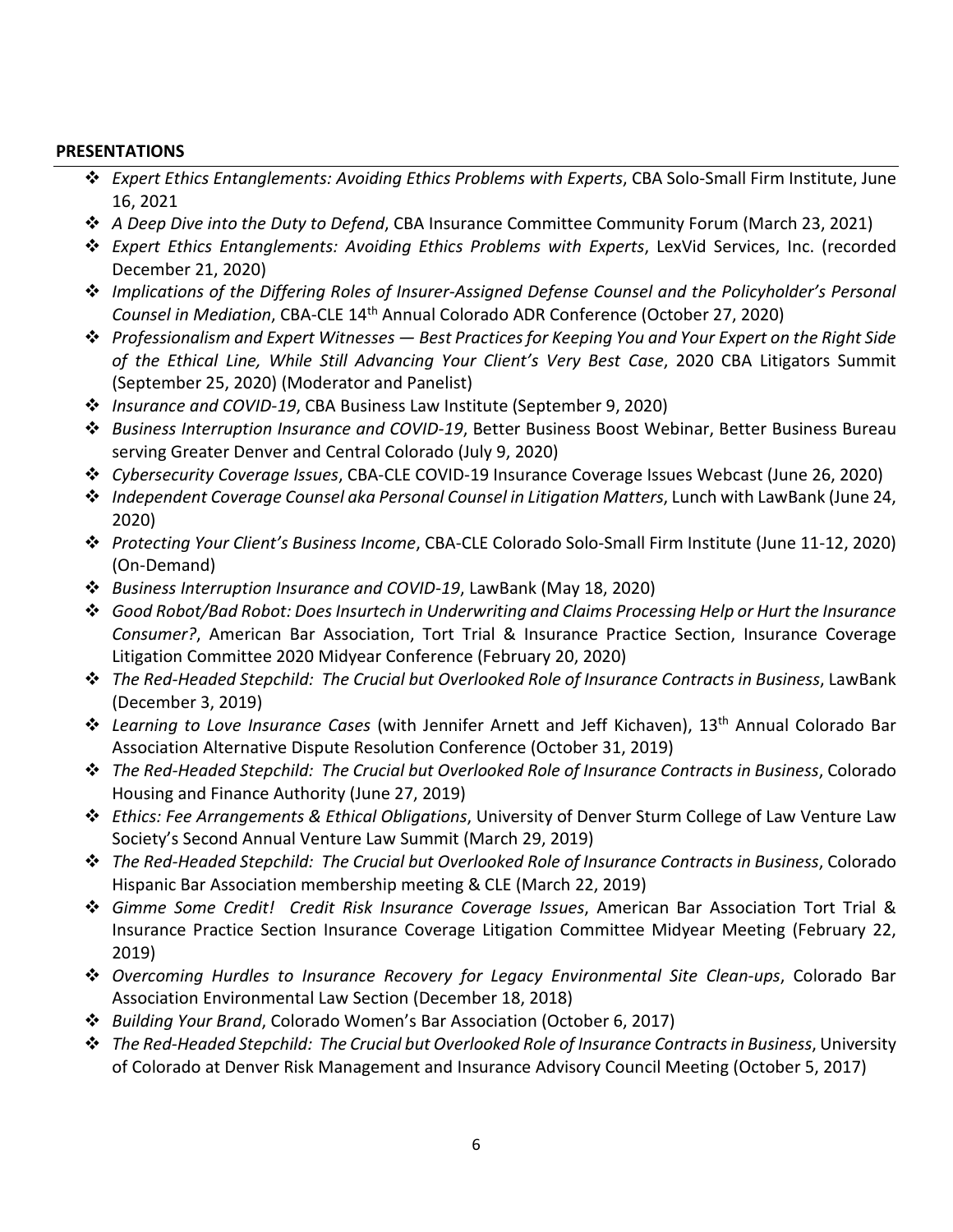**PRESENTATIONS**

- *Expert Ethics Entanglements: Avoiding Ethics Problems with Experts*, CBA Solo-Small Firm Institute, June 16, 2021
- *A Deep Dive into the Duty to Defend*, CBA Insurance Committee Community Forum (March 23, 2021)
- *Expert Ethics Entanglements: Avoiding Ethics Problems with Experts*, LexVid Services, Inc. (recorded December 21, 2020)
- *Implications of the Differing Roles of Insurer-Assigned Defense Counsel and the Policyholder's Personal Counsel in Mediation*, CBA-CLE 14th Annual Colorado ADR Conference (October 27, 2020)
- *Professionalism and Expert Witnesses — Best Practices for Keeping You and Your Expert on the Right Side of the Ethical Line, While Still Advancing Your Client's Very Best Case*, 2020 CBA Litigators Summit (September 25, 2020) (Moderator and Panelist)
- *Insurance and COVID-19*, CBA Business Law Institute (September 9, 2020)
- *Business Interruption Insurance and COVID-19*, Better Business Boost Webinar, Better Business Bureau serving Greater Denver and Central Colorado (July 9, 2020)
- *Cybersecurity Coverage Issues*, CBA-CLE COVID-19 Insurance Coverage Issues Webcast (June 26, 2020)
- *Independent Coverage Counsel aka Personal Counsel in Litigation Matters*, Lunch with LawBank (June 24, 2020)
- *Protecting Your Client's Business Income*, CBA-CLE Colorado Solo-Small Firm Institute (June 11-12, 2020) (On-Demand)
- *Business Interruption Insurance and COVID-19*, LawBank (May 18, 2020)
- *Good Robot/Bad Robot: Does Insurtech in Underwriting and Claims Processing Help or Hurt the Insurance Consumer?*, American Bar Association, Tort Trial & Insurance Practice Section, Insurance Coverage Litigation Committee 2020 Midyear Conference (February 20, 2020)
- *The Red-Headed Stepchild: The Crucial but Overlooked Role of Insurance Contracts in Business*, LawBank (December 3, 2019)
- *Learning to Love Insurance Cases* (with Jennifer Arnett and Jeff Kichaven), 13th Annual Colorado Bar Association Alternative Dispute Resolution Conference (October 31, 2019)
- *The Red-Headed Stepchild: The Crucial but Overlooked Role of Insurance Contracts in Business*, Colorado Housing and Finance Authority (June 27, 2019)
- *Ethics: Fee Arrangements & Ethical Obligations*, University of Denver Sturm College of Law Venture Law Society's Second Annual Venture Law Summit (March 29, 2019)
- *The Red-Headed Stepchild: The Crucial but Overlooked Role of Insurance Contracts in Business*, Colorado Hispanic Bar Association membership meeting & CLE (March 22, 2019)
- *Gimme Some Credit! Credit Risk Insurance Coverage Issues*, American Bar Association Tort Trial & Insurance Practice Section Insurance Coverage Litigation Committee Midyear Meeting (February 22, 2019)
- *Overcoming Hurdles to Insurance Recovery for Legacy Environmental Site Clean-ups*, Colorado Bar Association Environmental Law Section (December 18, 2018)
- *Building Your Brand*, Colorado Women's Bar Association (October 6, 2017)
- *The Red-Headed Stepchild: The Crucial but Overlooked Role of Insurance Contracts in Business*, University of Colorado at Denver Risk Management and Insurance Advisory Council Meeting (October 5, 2017)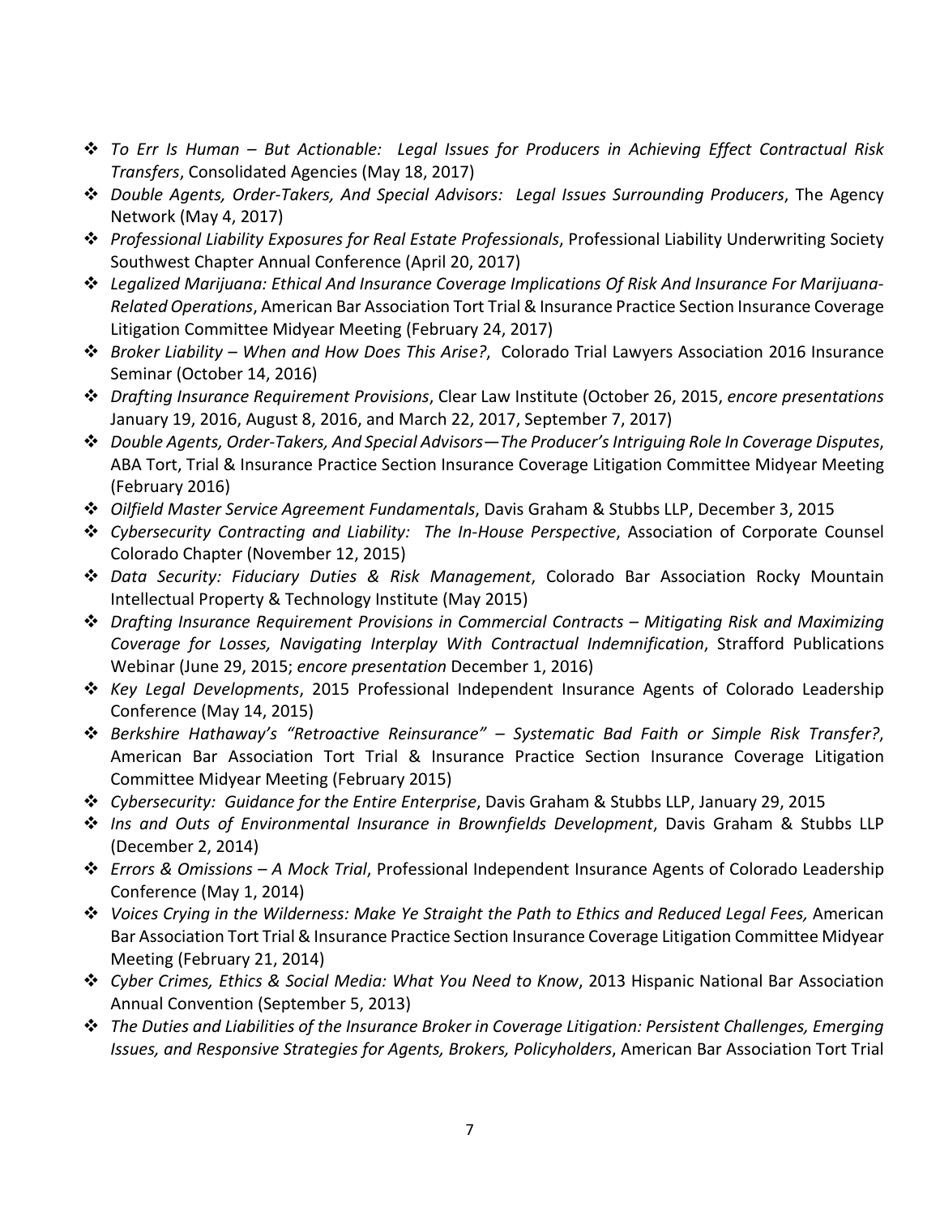- *To Err Is Human – But Actionable: Legal Issues for Producers in Achieving Effect Contractual Risk Transfers*, Consolidated Agencies (May 18, 2017)
- *Double Agents, Order-Takers, And Special Advisors: Legal Issues Surrounding Producers*, The Agency Network (May 4, 2017)
- *Professional Liability Exposures for Real Estate Professionals*, Professional Liability Underwriting Society Southwest Chapter Annual Conference (April 20, 2017)
- *Legalized Marijuana: Ethical And Insurance Coverage Implications Of Risk And Insurance For Marijuana-Related Operations*, American Bar Association Tort Trial & Insurance Practice Section Insurance Coverage Litigation Committee Midyear Meeting (February 24, 2017)
- *Broker Liability – When and How Does This Arise?*, Colorado Trial Lawyers Association 2016 Insurance Seminar (October 14, 2016)
- *Drafting Insurance Requirement Provisions*, Clear Law Institute (October 26, 2015, *encore presentations* January 19, 2016, August 8, 2016, and March 22, 2017, September 7, 2017)
- *Double Agents, Order-Takers, And Special Advisors—The Producer's Intriguing Role In Coverage Disputes*, ABA Tort, Trial & Insurance Practice Section Insurance Coverage Litigation Committee Midyear Meeting (February 2016)
- *Oilfield Master Service Agreement Fundamentals*, Davis Graham & Stubbs LLP, December 3, 2015
- *Cybersecurity Contracting and Liability: The In-House Perspective*, Association of Corporate Counsel Colorado Chapter (November 12, 2015)
- *Data Security: Fiduciary Duties & Risk Management*, Colorado Bar Association Rocky Mountain Intellectual Property & Technology Institute (May 2015)
- *Drafting Insurance Requirement Provisions in Commercial Contracts – Mitigating Risk and Maximizing Coverage for Losses, Navigating Interplay With Contractual Indemnification*, Strafford Publications Webinar (June 29, 2015; *encore presentation* December 1, 2016)
- *Key Legal Developments*, 2015 Professional Independent Insurance Agents of Colorado Leadership Conference (May 14, 2015)
- *Berkshire Hathaway's "Retroactive Reinsurance" – Systematic Bad Faith or Simple Risk Transfer?*, American Bar Association Tort Trial & Insurance Practice Section Insurance Coverage Litigation Committee Midyear Meeting (February 2015)
- *Cybersecurity: Guidance for the Entire Enterprise*, Davis Graham & Stubbs LLP, January 29, 2015
- *Ins and Outs of Environmental Insurance in Brownfields Development*, Davis Graham & Stubbs LLP (December 2, 2014)
- *Errors & Omissions – A Mock Trial*, Professional Independent Insurance Agents of Colorado Leadership Conference (May 1, 2014)
- *Voices Crying in the Wilderness: Make Ye Straight the Path to Ethics and Reduced Legal Fees,* American Bar Association Tort Trial & Insurance Practice Section Insurance Coverage Litigation Committee Midyear Meeting (February 21, 2014)
- *Cyber Crimes, Ethics & Social Media: What You Need to Know*, 2013 Hispanic National Bar Association Annual Convention (September 5, 2013)
- *The Duties and Liabilities of the Insurance Broker in Coverage Litigation: Persistent Challenges, Emerging Issues, and Responsive Strategies for Agents, Brokers, Policyholders*, American Bar Association Tort Trial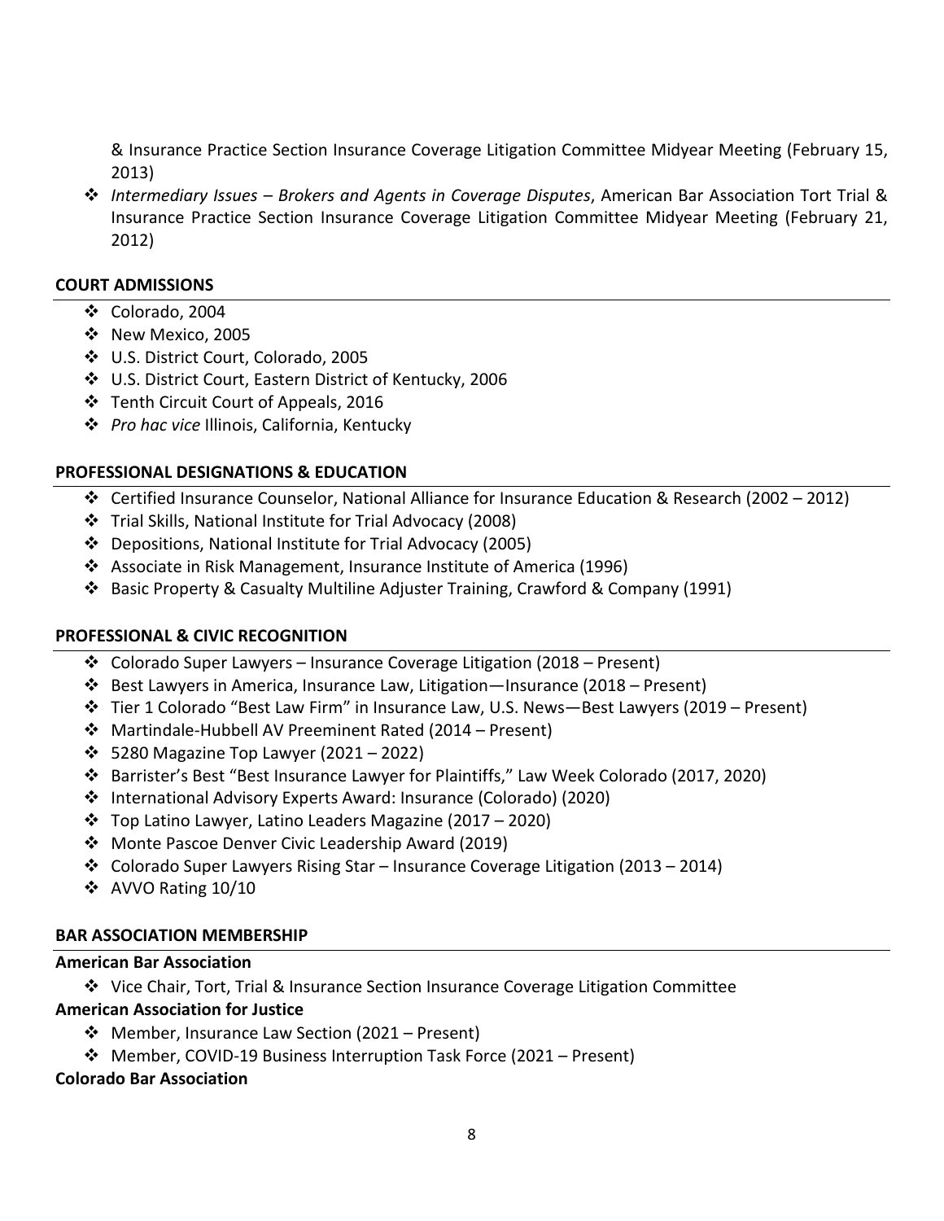& Insurance Practice Section Insurance Coverage Litigation Committee Midyear Meeting (February 15, 2013)

- *Intermediary Issues – Brokers and Agents in Coverage Disputes*, American Bar Association Tort Trial & Insurance Practice Section Insurance Coverage Litigation Committee Midyear Meeting (February 21, 2012)

## COURT ADMISSIONS

- Colorado, 2004
- New Mexico, 2005
- U.S. District Court, Colorado, 2005
- U.S. District Court, Eastern District of Kentucky, 2006
- Tenth Circuit Court of Appeals, 2016
- *Pro hac vice* Illinois, California, Kentucky

## PROFESSIONAL DESIGNATIONS & EDUCATION

- Certified Insurance Counselor, National Alliance for Insurance Education & Research (2002 – 2012)
- Trial Skills, National Institute for Trial Advocacy (2008)
- Depositions, National Institute for Trial Advocacy (2005)
- Associate in Risk Management, Insurance Institute of America (1996)
- Basic Property & Casualty Multiline Adjuster Training, Crawford & Company (1991)

## PROFESSIONAL & CIVIC RECOGNITION

- Colorado Super Lawyers – Insurance Coverage Litigation (2018 – Present)
- Best Lawyers in America, Insurance Law, Litigation—Insurance (2018 – Present)
- Tier 1 Colorado "Best Law Firm" in Insurance Law, U.S. News—Best Lawyers (2019 – Present)
- Martindale-Hubbell AV Preeminent Rated (2014 – Present)
- 5280 Magazine Top Lawyer (2021 – 2022)
- Barrister's Best "Best Insurance Lawyer for Plaintiffs," Law Week Colorado (2017, 2020)
- International Advisory Experts Award: Insurance (Colorado) (2020)
- Top Latino Lawyer, Latino Leaders Magazine (2017 – 2020)
- Monte Pascoe Denver Civic Leadership Award (2019)
- Colorado Super Lawyers Rising Star – Insurance Coverage Litigation (2013 – 2014)
- AVVO Rating 10/10

## BAR ASSOCIATION MEMBERSHIP

**American Bar Association**

- Vice Chair, Tort, Trial & Insurance Section Insurance Coverage Litigation Committee

**American Association for Justice**

- Member, Insurance Law Section (2021 – Present)
- Member, COVID-19 Business Interruption Task Force (2021 – Present)

**Colorado Bar Association**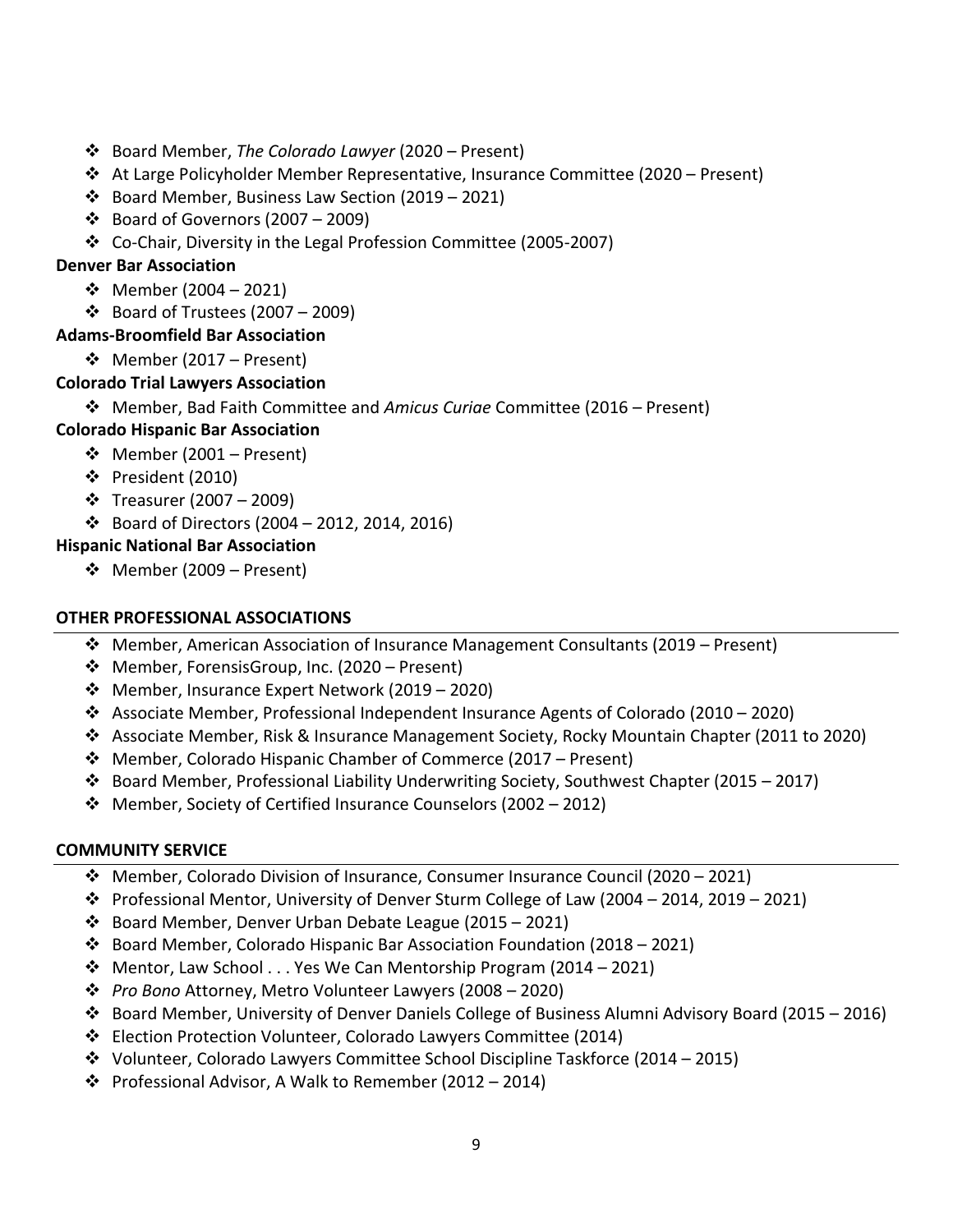- Board Member, *The Colorado Lawyer* (2020 – Present)
- At Large Policyholder Member Representative, Insurance Committee (2020 – Present)
- Board Member, Business Law Section (2019 – 2021)
- Board of Governors (2007 – 2009)
- Co-Chair, Diversity in the Legal Profession Committee (2005-2007)

**Denver Bar Association**

- Member (2004 – 2021)
- Board of Trustees (2007 – 2009)

**Adams-Broomfield Bar Association**

- Member (2017 – Present)

**Colorado Trial Lawyers Association**

- Member, Bad Faith Committee and *Amicus Curiae* Committee (2016 – Present)

**Colorado Hispanic Bar Association**

- Member (2001 – Present)
- President (2010)
- Treasurer (2007 – 2009)
- Board of Directors (2004 – 2012, 2014, 2016)

**Hispanic National Bar Association**

- Member (2009 – Present)

## OTHER PROFESSIONAL ASSOCIATIONS

- Member, American Association of Insurance Management Consultants (2019 – Present)
- Member, ForensisGroup, Inc. (2020 – Present)
- Member, Insurance Expert Network (2019 – 2020)
- Associate Member, Professional Independent Insurance Agents of Colorado (2010 – 2020)
- Associate Member, Risk & Insurance Management Society, Rocky Mountain Chapter (2011 to 2020)
- Member, Colorado Hispanic Chamber of Commerce (2017 – Present)
- Board Member, Professional Liability Underwriting Society, Southwest Chapter (2015 – 2017)
- Member, Society of Certified Insurance Counselors (2002 – 2012)

## COMMUNITY SERVICE

- Member, Colorado Division of Insurance, Consumer Insurance Council (2020 – 2021)
- Professional Mentor, University of Denver Sturm College of Law (2004 – 2014, 2019 – 2021)
- Board Member, Denver Urban Debate League (2015 – 2021)
- Board Member, Colorado Hispanic Bar Association Foundation (2018 – 2021)
- Mentor, Law School . . . Yes We Can Mentorship Program (2014 – 2021)
- *Pro Bono* Attorney, Metro Volunteer Lawyers (2008 – 2020)
- Board Member, University of Denver Daniels College of Business Alumni Advisory Board (2015 – 2016)
- Election Protection Volunteer, Colorado Lawyers Committee (2014)
- Volunteer, Colorado Lawyers Committee School Discipline Taskforce (2014 – 2015)
- Professional Advisor, A Walk to Remember (2012 – 2014)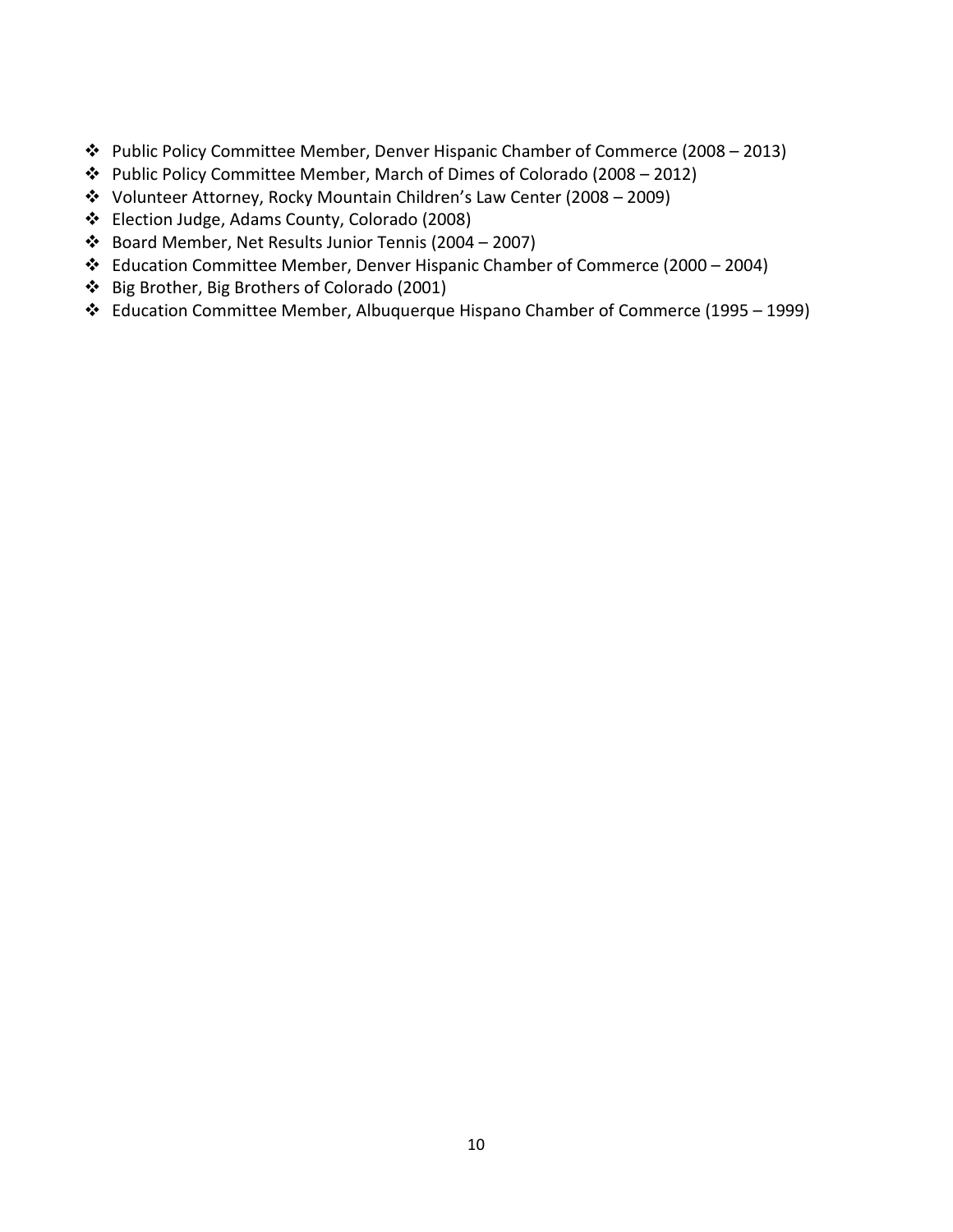- Public Policy Committee Member, Denver Hispanic Chamber of Commerce (2008 – 2013)
- Public Policy Committee Member, March of Dimes of Colorado (2008 – 2012)
- Volunteer Attorney, Rocky Mountain Children's Law Center (2008 – 2009)
- Election Judge, Adams County, Colorado (2008)
- Board Member, Net Results Junior Tennis (2004 – 2007)
- Education Committee Member, Denver Hispanic Chamber of Commerce (2000 – 2004)
- Big Brother, Big Brothers of Colorado (2001)
- Education Committee Member, Albuquerque Hispano Chamber of Commerce (1995 – 1999)